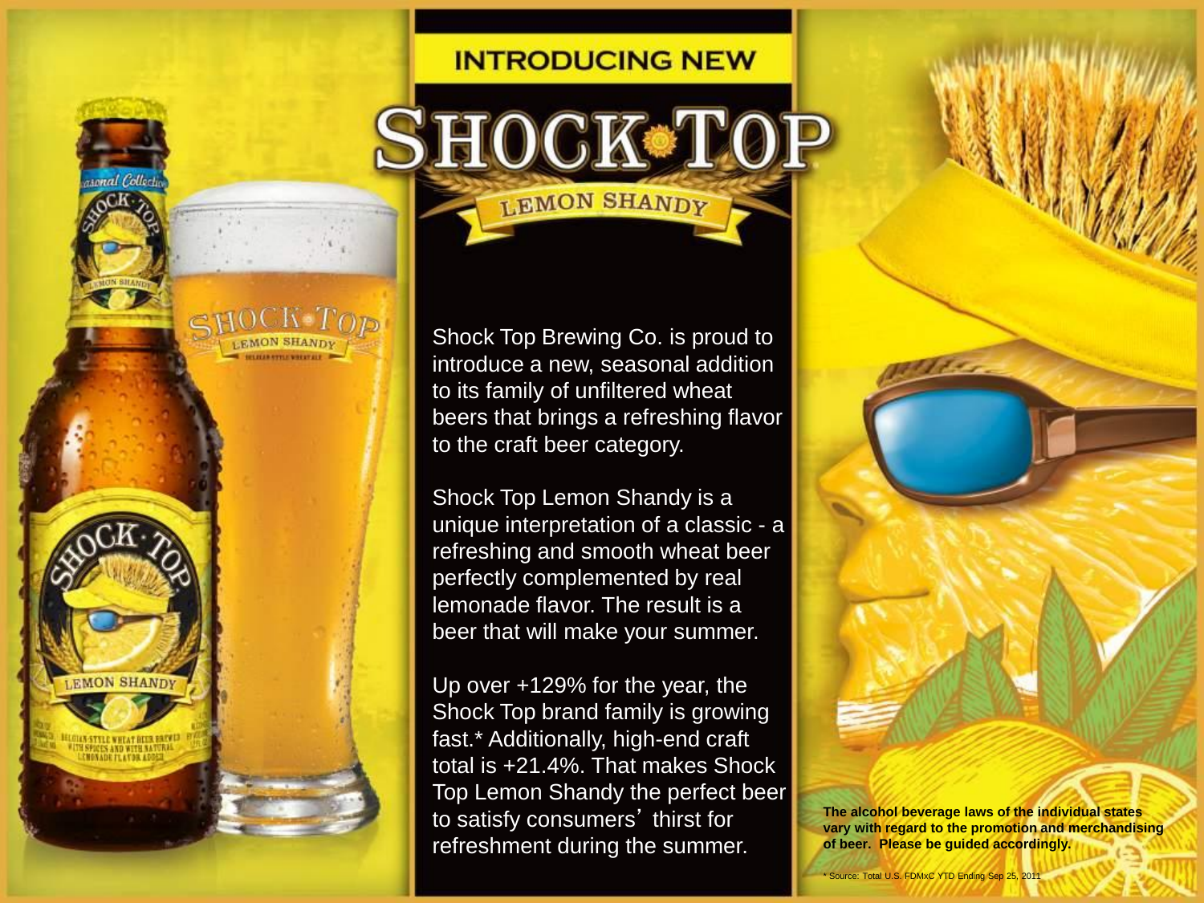INTRODUCING NEW

# SHOCK TOP

## LEMON SHANDY

Shock Top Brewing Co. is proud to introduce a new, seasonal addition to its family of unfiltered wheat beers that brings a refreshing flavor to the craft beer category.

Shock Top Lemon Shandy is a unique interpretation of a classic - a refreshing and smooth wheat beer perfectly complemented by real lemonade flavor. The result is a beer that will make your summer.

Up over +129% for the year, the Shock Top brand family is growing fast.* Additionally, high-end craft total is +21.4%. That makes Shock Top Lemon Shandy the perfect beer to satisfy consumers' thirst for refreshment during the summer.

**The alcohol beverage laws of the individual states vary with regard to the promotion and merchandising of beer. Please be guided accordingly.**

* Source: Total U.S. FDMxC YTD Ending Sep 25, 2011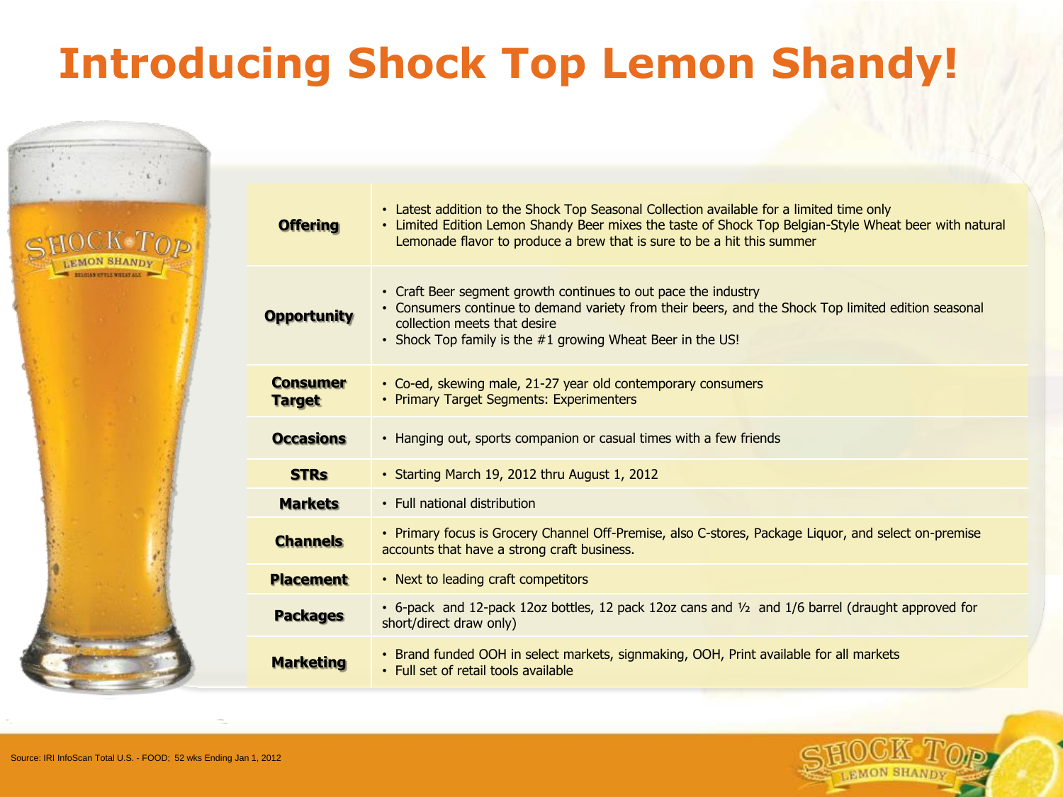# Introducing Shock Top Lemon Shandy!

| | |
|---|---|
| **Offering** | • Latest addition to the Shock Top Seasonal Collection available for a limited time only<br>• Limited Edition Lemon Shandy Beer mixes the taste of Shock Top Belgian-Style Wheat beer with natural Lemonade flavor to produce a brew that is sure to be a hit this summer |
| **Opportunity** | • Craft Beer segment growth continues to out pace the industry<br>• Consumers continue to demand variety from their beers, and the Shock Top limited edition seasonal collection meets that desire<br>• Shock Top family is the #1 growing Wheat Beer in the US! |
| **Consumer Target** | • Co-ed, skewing male, 21-27 year old contemporary consumers<br>• Primary Target Segments: Experimenters |
| **Occasions** | • Hanging out, sports companion or casual times with a few friends |
| **STRs** | • Starting March 19, 2012 thru August 1, 2012 |
| **Markets** | • Full national distribution |
| **Channels** | • Primary focus is Grocery Channel Off-Premise, also C-stores, Package Liquor, and select on-premise accounts that have a strong craft business. |
| **Placement** | • Next to leading craft competitors |
| **Packages** | • 6-pack and 12-pack 12oz bottles, 12 pack 12oz cans and ½ and 1/6 barrel (draught approved for short/direct draw only) |
| **Marketing** | • Brand funded OOH in select markets, signmaking, OOH, Print available for all markets<br>• Full set of retail tools available |

Source: IRI InfoScan Total U.S. - FOOD; 52 wks Ending Jan 1, 2012